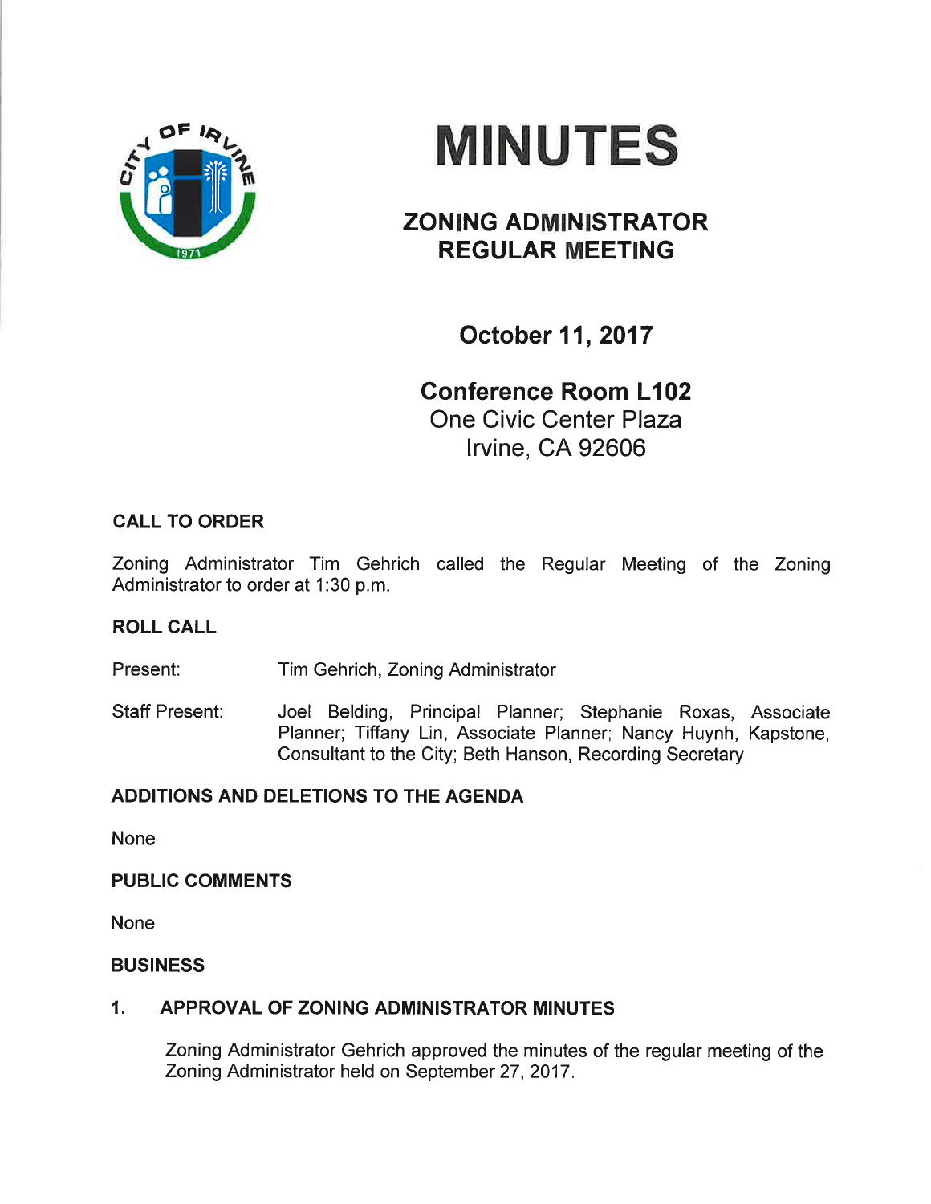# MINUTES

## ZONING ADMINISTRATOR REGULAR MEETING

### October 11, 2017

**Conference Room L102**
One Civic Center Plaza
Irvine, CA 92606

**CALL TO ORDER**

Zoning Administrator Tim Gehrich called the Regular Meeting of the Zoning Administrator to order at 1:30 p.m.

**ROLL CALL**

Present: Tim Gehrich, Zoning Administrator

Staff Present: Joel Belding, Principal Planner; Stephanie Roxas, Associate Planner; Tiffany Lin, Associate Planner; Nancy Huynh, Kapstone, Consultant to the City; Beth Hanson, Recording Secretary

**ADDITIONS AND DELETIONS TO THE AGENDA**

None

**PUBLIC COMMENTS**

None

**BUSINESS**

**1. APPROVAL OF ZONING ADMINISTRATOR MINUTES**

Zoning Administrator Gehrich approved the minutes of the regular meeting of the Zoning Administrator held on September 27, 2017.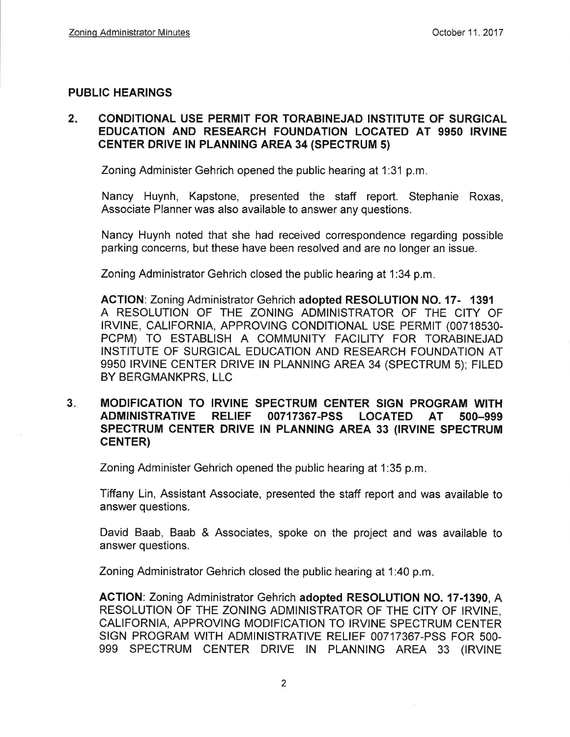## PUBLIC HEARINGS

### 2. CONDITIONAL USE PERMIT FOR TORABINEJAD INSTITUTE OF SURGICAL EDUCATION AND RESEARCH FOUNDATION LOCATED AT 9950 IRVINE CENTER DRIVE IN PLANNING AREA 34 (SPECTRUM 5)

Zoning Administer Gehrich opened the public hearing at 1:31 p.m.

Nancy Huynh, Kapstone, presented the staff report. Stephanie Roxas, Associate Planner was also available to answer any questions.

Nancy Huynh noted that she had received correspondence regarding possible parking concerns, but these have been resolved and are no longer an issue.

Zoning Administrator Gehrich closed the public hearing at 1:34 p.m.

**ACTION**: Zoning Administrator Gehrich **adopted RESOLUTION NO. 17- 1391** A RESOLUTION OF THE ZONING ADMINISTRATOR OF THE CITY OF IRVINE, CALIFORNIA, APPROVING CONDITIONAL USE PERMIT (00718530-PCPM) TO ESTABLISH A COMMUNITY FACILITY FOR TORABINEJAD INSTITUTE OF SURGICAL EDUCATION AND RESEARCH FOUNDATION AT 9950 IRVINE CENTER DRIVE IN PLANNING AREA 34 (SPECTRUM 5); FILED BY BERGMANKPRS, LLC

### 3. MODIFICATION TO IRVINE SPECTRUM CENTER SIGN PROGRAM WITH ADMINISTRATIVE RELIEF 00717367-PSS LOCATED AT 500–999 SPECTRUM CENTER DRIVE IN PLANNING AREA 33 (IRVINE SPECTRUM CENTER)

Zoning Administer Gehrich opened the public hearing at 1:35 p.m.

Tiffany Lin, Assistant Associate, presented the staff report and was available to answer questions.

David Baab, Baab & Associates, spoke on the project and was available to answer questions.

Zoning Administrator Gehrich closed the public hearing at 1:40 p.m.

**ACTION**: Zoning Administrator Gehrich **adopted RESOLUTION NO. 17-1390**, A RESOLUTION OF THE ZONING ADMINISTRATOR OF THE CITY OF IRVINE, CALIFORNIA, APPROVING MODIFICATION TO IRVINE SPECTRUM CENTER SIGN PROGRAM WITH ADMINISTRATIVE RELIEF 00717367-PSS FOR 500-999 SPECTRUM CENTER DRIVE IN PLANNING AREA 33 (IRVINE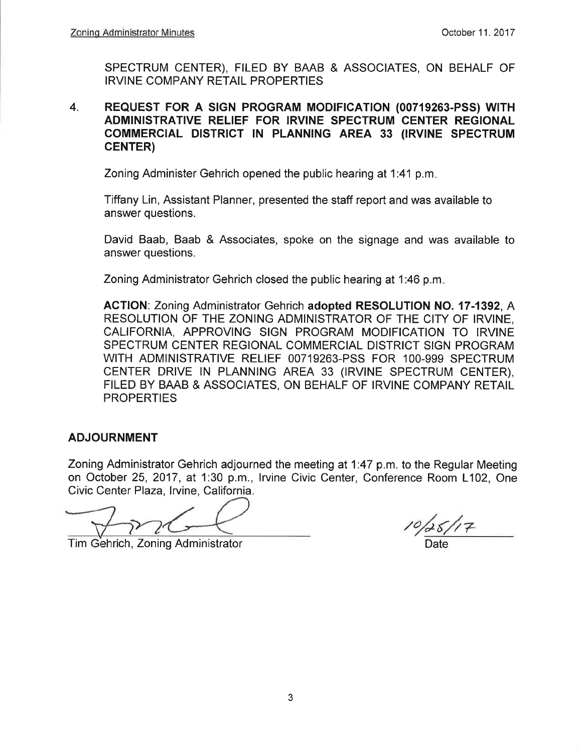SPECTRUM CENTER), FILED BY BAAB & ASSOCIATES, ON BEHALF OF IRVINE COMPANY RETAIL PROPERTIES

4. **REQUEST FOR A SIGN PROGRAM MODIFICATION (00719263-PSS) WITH ADMINISTRATIVE RELIEF FOR IRVINE SPECTRUM CENTER REGIONAL COMMERCIAL DISTRICT IN PLANNING AREA 33 (IRVINE SPECTRUM CENTER)**

   Zoning Administer Gehrich opened the public hearing at 1:41 p.m.

   Tiffany Lin, Assistant Planner, presented the staff report and was available to answer questions.

   David Baab, Baab & Associates, spoke on the signage and was available to answer questions.

   Zoning Administrator Gehrich closed the public hearing at 1:46 p.m.

   **ACTION**: Zoning Administrator Gehrich **adopted RESOLUTION NO. 17-1392**, A RESOLUTION OF THE ZONING ADMINISTRATOR OF THE CITY OF IRVINE, CALIFORNIA, APPROVING SIGN PROGRAM MODIFICATION TO IRVINE SPECTRUM CENTER REGIONAL COMMERCIAL DISTRICT SIGN PROGRAM WITH ADMINISTRATIVE RELIEF 00719263-PSS FOR 100-999 SPECTRUM CENTER DRIVE IN PLANNING AREA 33 (IRVINE SPECTRUM CENTER), FILED BY BAAB & ASSOCIATES, ON BEHALF OF IRVINE COMPANY RETAIL PROPERTIES

## ADJOURNMENT

Zoning Administrator Gehrich adjourned the meeting at 1:47 p.m. to the Regular Meeting on October 25, 2017, at 1:30 p.m., Irvine Civic Center, Conference Room L102, One Civic Center Plaza, Irvine, California.

Tim Gehrich, Zoning Administrator

10/25/17
Date